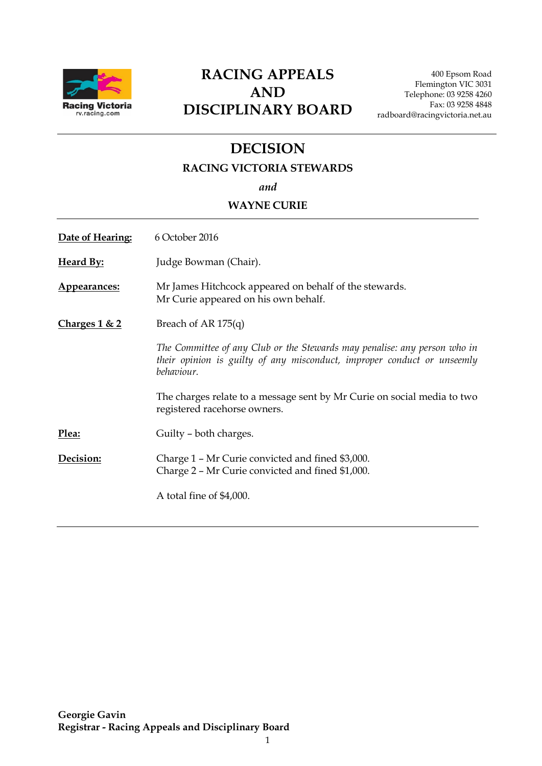Racing Victoria
rv.racing.com

# RACING APPEALS AND DISCIPLINARY BOARD

400 Epsom Road
Flemington VIC 3031
Telephone: 03 9258 4260
Fax: 03 9258 4848
radboard@racingvictoria.net.au

---

## DECISION

### RACING VICTORIA STEWARDS

*and*

### WAYNE CURIE

---

**Date of Hearing:** 6 October 2016

**Heard By:** Judge Bowman (Chair).

**Appearances:** Mr James Hitchcock appeared on behalf of the stewards.
Mr Curie appeared on his own behalf.

**Charges 1 & 2** Breach of AR 175(q)

*The Committee of any Club or the Stewards may penalise: any person who in their opinion is guilty of any misconduct, improper conduct or unseemly behaviour.*

The charges relate to a message sent by Mr Curie on social media to two registered racehorse owners.

**Plea:** Guilty – both charges.

**Decision:** Charge 1 – Mr Curie convicted and fined $3,000.
Charge 2 – Mr Curie convicted and fined $1,000.

A total fine of $4,000.

---

**Georgie Gavin**
**Registrar - Racing Appeals and Disciplinary Board**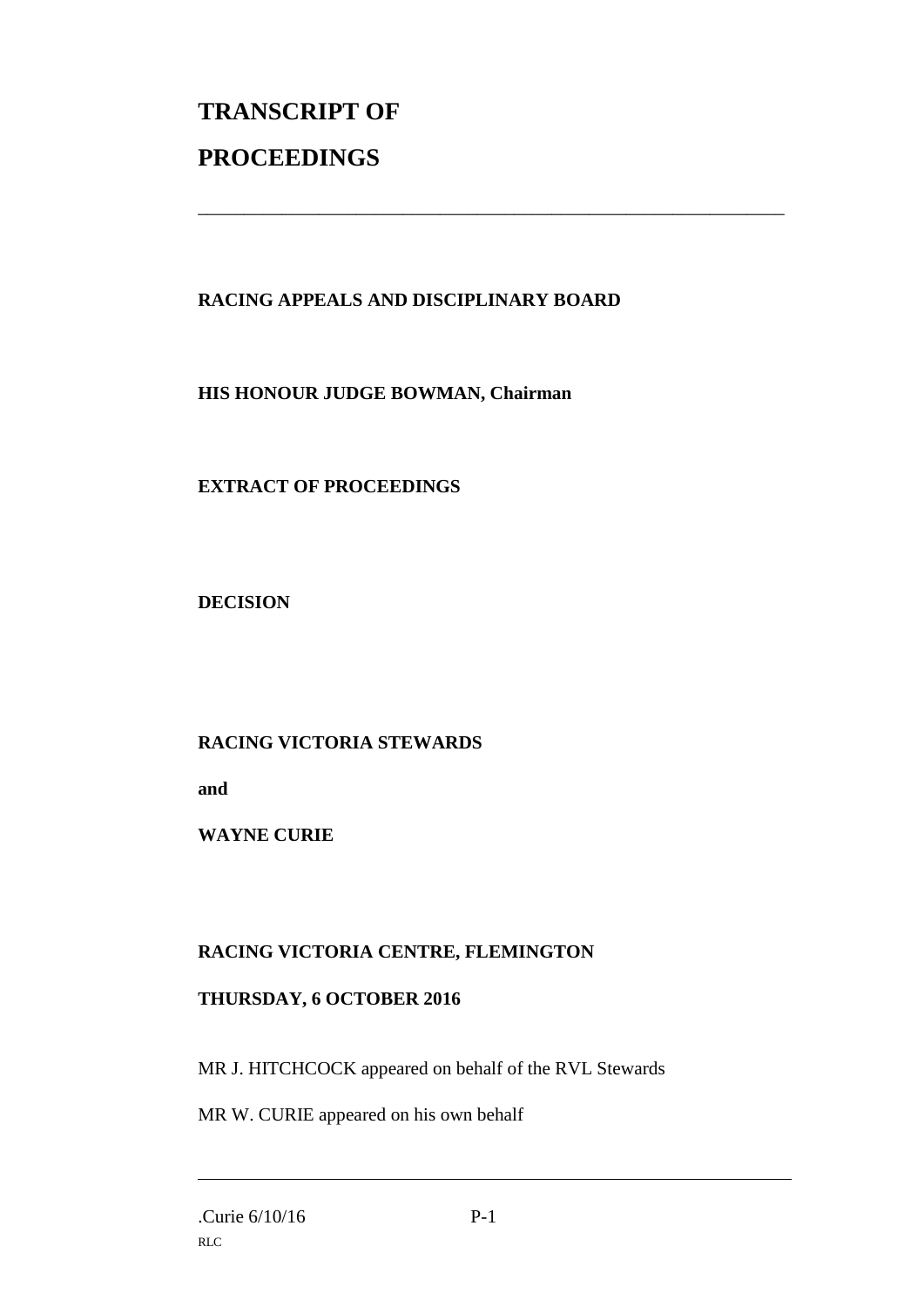# TRANSCRIPT OF PROCEEDINGS

---

**RACING APPEALS AND DISCIPLINARY BOARD**

**HIS HONOUR JUDGE BOWMAN, Chairman**

**EXTRACT OF PROCEEDINGS**

**DECISION**

**RACING VICTORIA STEWARDS**

**and**

**WAYNE CURIE**

**RACING VICTORIA CENTRE, FLEMINGTON**

**THURSDAY, 6 OCTOBER 2016**

MR J. HITCHCOCK appeared on behalf of the RVL Stewards

MR W. CURIE appeared on his own behalf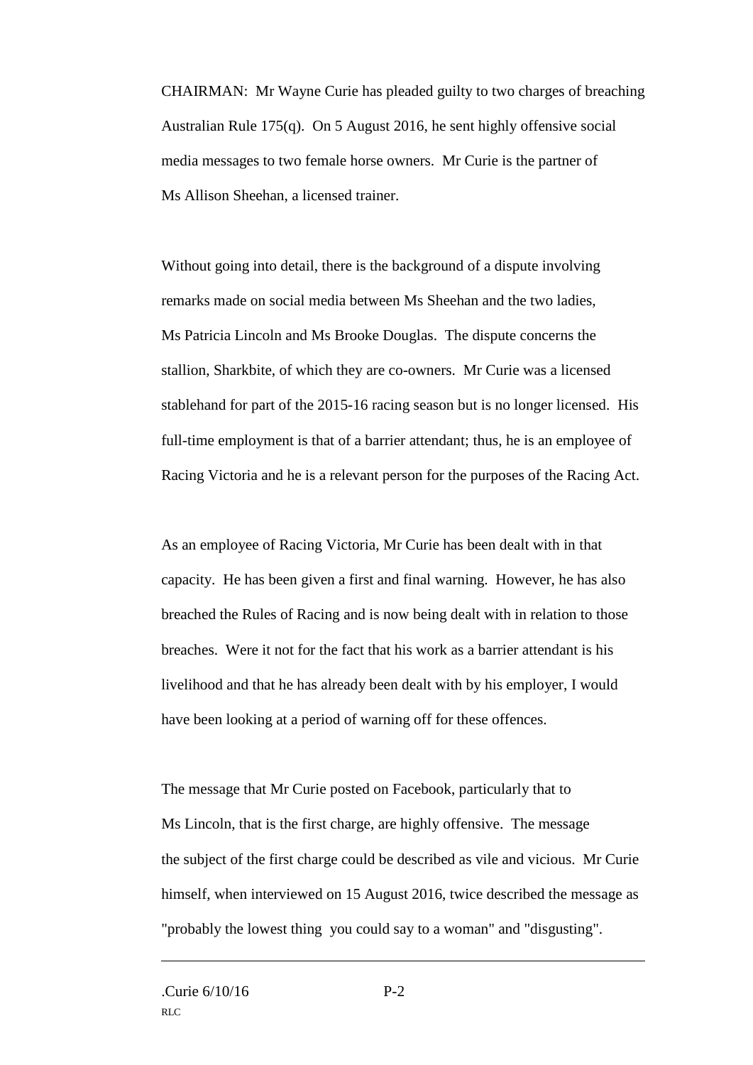CHAIRMAN: Mr Wayne Curie has pleaded guilty to two charges of breaching Australian Rule 175(q). On 5 August 2016, he sent highly offensive social media messages to two female horse owners. Mr Curie is the partner of Ms Allison Sheehan, a licensed trainer.

Without going into detail, there is the background of a dispute involving remarks made on social media between Ms Sheehan and the two ladies, Ms Patricia Lincoln and Ms Brooke Douglas. The dispute concerns the stallion, Sharkbite, of which they are co-owners. Mr Curie was a licensed stablehand for part of the 2015-16 racing season but is no longer licensed. His full-time employment is that of a barrier attendant; thus, he is an employee of Racing Victoria and he is a relevant person for the purposes of the Racing Act.

As an employee of Racing Victoria, Mr Curie has been dealt with in that capacity. He has been given a first and final warning. However, he has also breached the Rules of Racing and is now being dealt with in relation to those breaches. Were it not for the fact that his work as a barrier attendant is his livelihood and that he has already been dealt with by his employer, I would have been looking at a period of warning off for these offences.

The message that Mr Curie posted on Facebook, particularly that to Ms Lincoln, that is the first charge, are highly offensive. The message the subject of the first charge could be described as vile and vicious. Mr Curie himself, when interviewed on 15 August 2016, twice described the message as "probably the lowest thing you could say to a woman" and "disgusting".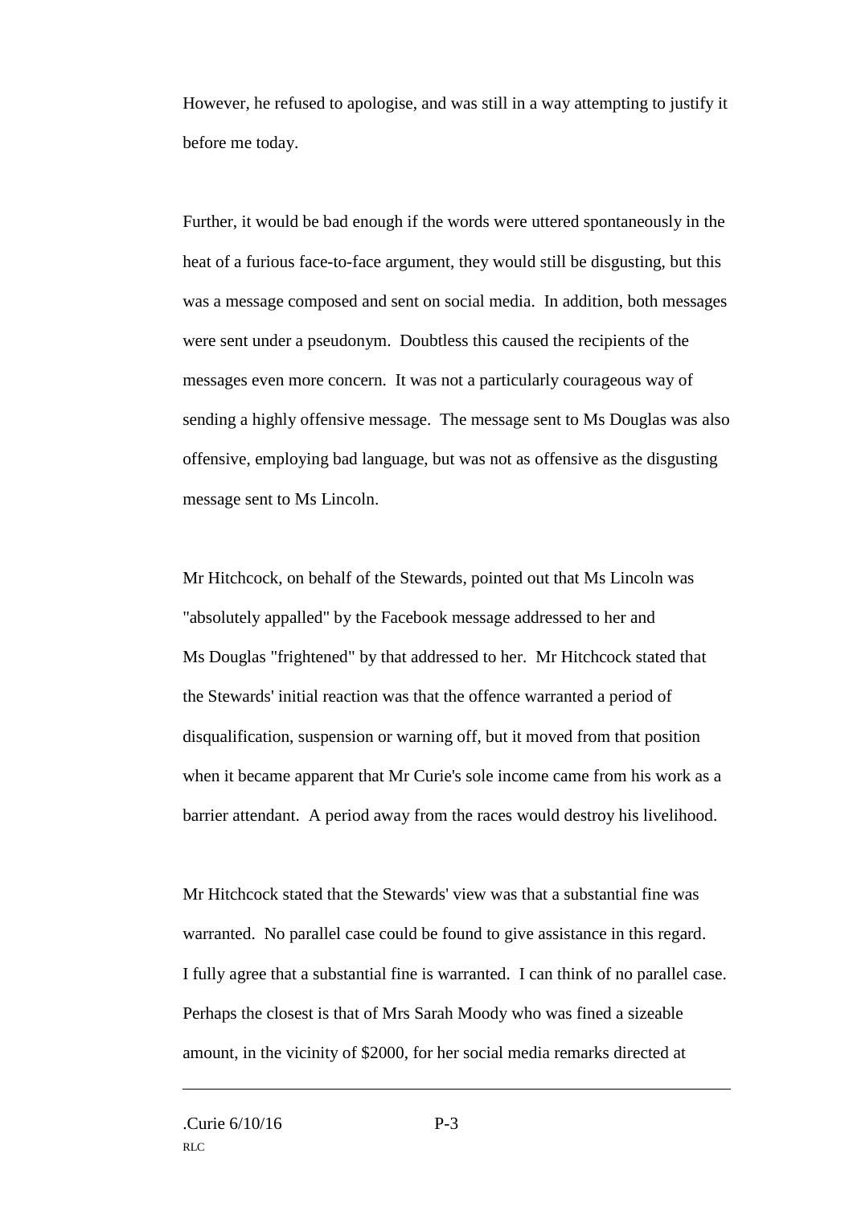However, he refused to apologise, and was still in a way attempting to justify it before me today.

Further, it would be bad enough if the words were uttered spontaneously in the heat of a furious face-to-face argument, they would still be disgusting, but this was a message composed and sent on social media. In addition, both messages were sent under a pseudonym. Doubtless this caused the recipients of the messages even more concern. It was not a particularly courageous way of sending a highly offensive message. The message sent to Ms Douglas was also offensive, employing bad language, but was not as offensive as the disgusting message sent to Ms Lincoln.

Mr Hitchcock, on behalf of the Stewards, pointed out that Ms Lincoln was "absolutely appalled" by the Facebook message addressed to her and Ms Douglas "frightened" by that addressed to her. Mr Hitchcock stated that the Stewards' initial reaction was that the offence warranted a period of disqualification, suspension or warning off, but it moved from that position when it became apparent that Mr Curie's sole income came from his work as a barrier attendant. A period away from the races would destroy his livelihood.

Mr Hitchcock stated that the Stewards' view was that a substantial fine was warranted. No parallel case could be found to give assistance in this regard. I fully agree that a substantial fine is warranted. I can think of no parallel case. Perhaps the closest is that of Mrs Sarah Moody who was fined a sizeable amount, in the vicinity of $2000, for her social media remarks directed at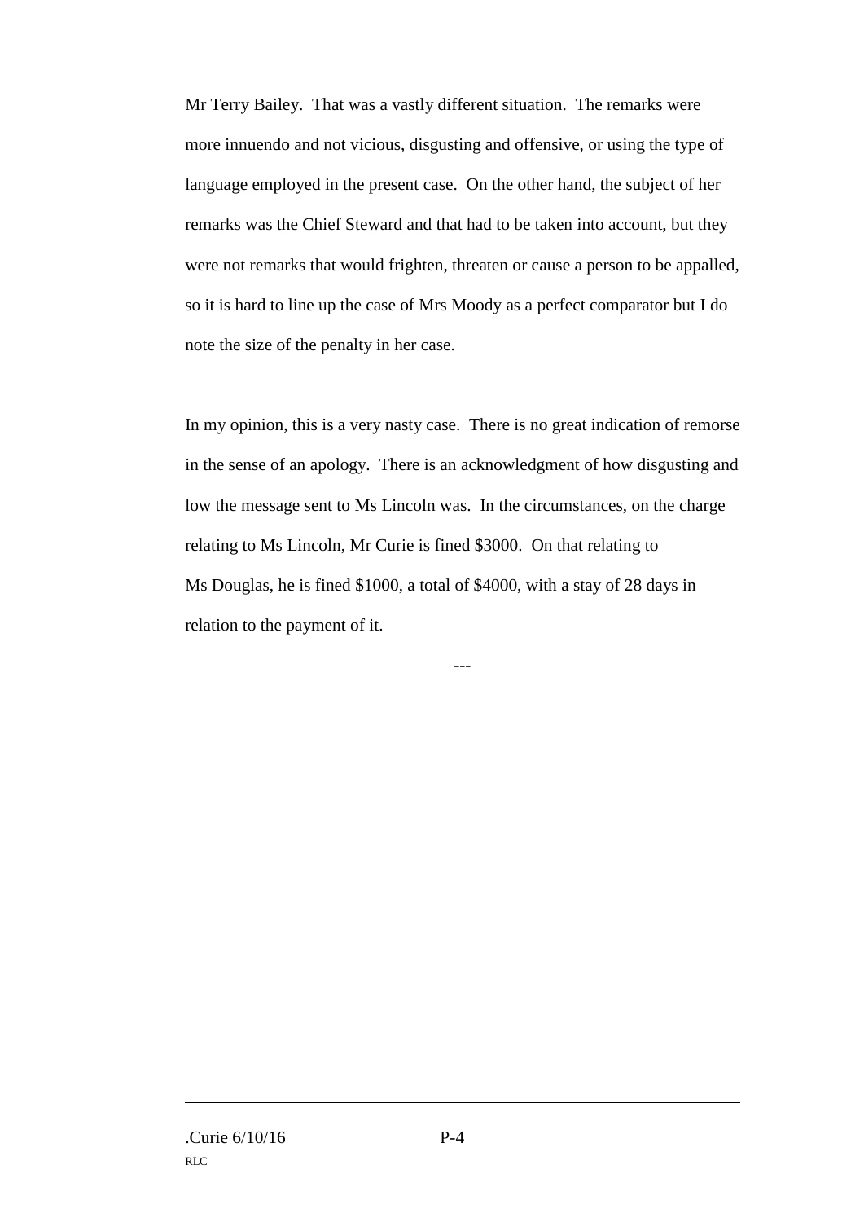Mr Terry Bailey. That was a vastly different situation. The remarks were more innuendo and not vicious, disgusting and offensive, or using the type of language employed in the present case. On the other hand, the subject of her remarks was the Chief Steward and that had to be taken into account, but they were not remarks that would frighten, threaten or cause a person to be appalled, so it is hard to line up the case of Mrs Moody as a perfect comparator but I do note the size of the penalty in her case.

In my opinion, this is a very nasty case. There is no great indication of remorse in the sense of an apology. There is an acknowledgment of how disgusting and low the message sent to Ms Lincoln was. In the circumstances, on the charge relating to Ms Lincoln, Mr Curie is fined $3000. On that relating to Ms Douglas, he is fined $1000, a total of $4000, with a stay of 28 days in relation to the payment of it.

---